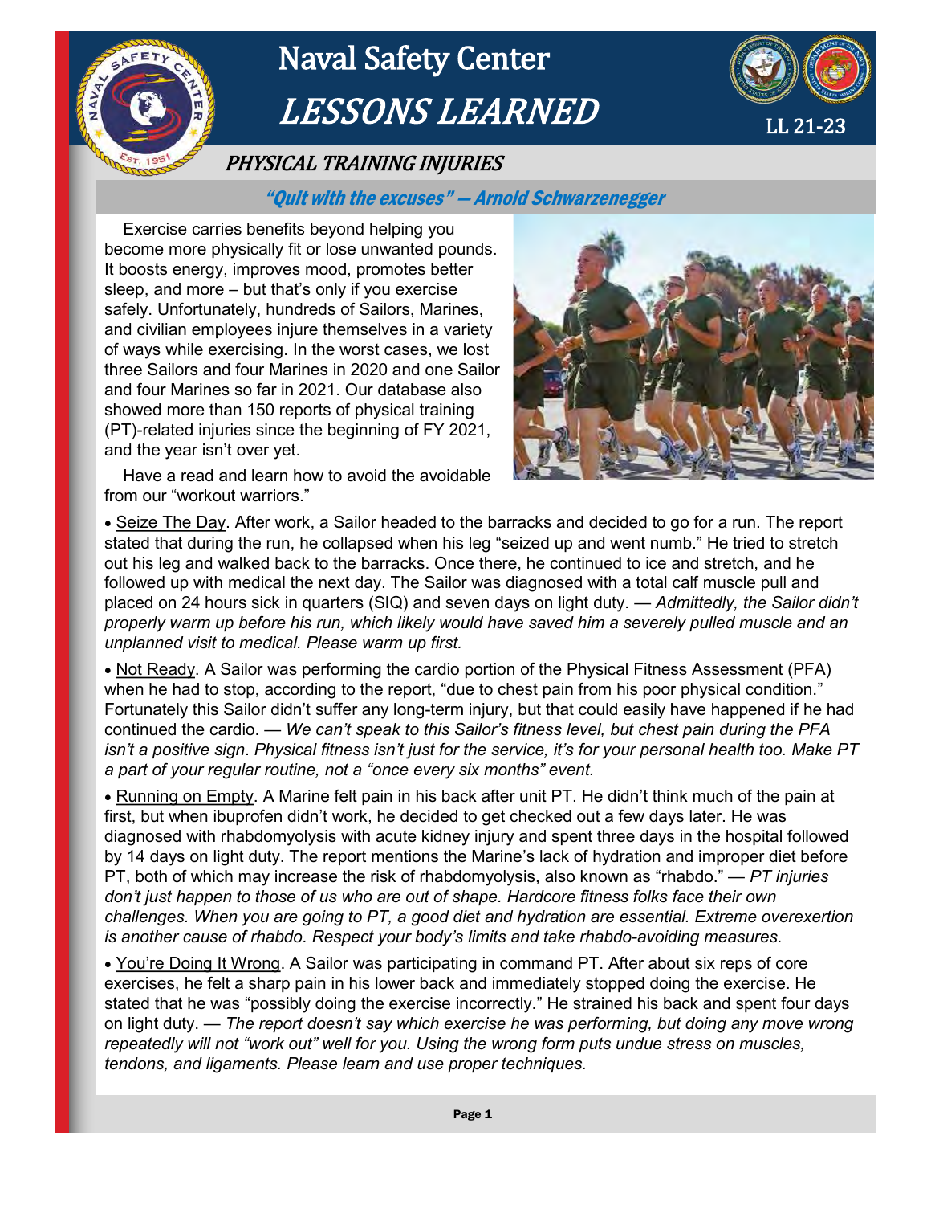# Naval Safety Center
# *LESSONS LEARNED*

LL 21-23

## *PHYSICAL TRAINING INJURIES*

***"Quit with the excuses" — Arnold Schwarzenegger***

Exercise carries benefits beyond helping you become more physically fit or lose unwanted pounds. It boosts energy, improves mood, promotes better sleep, and more – but that's only if you exercise safely. Unfortunately, hundreds of Sailors, Marines, and civilian employees injure themselves in a variety of ways while exercising. In the worst cases, we lost three Sailors and four Marines in 2020 and one Sailor and four Marines so far in 2021. Our database also showed more than 150 reports of physical training (PT)-related injuries since the beginning of FY 2021, and the year isn't over yet.

Have a read and learn how to avoid the avoidable from our "workout warriors."

- Seize The Day. After work, a Sailor headed to the barracks and decided to go for a run. The report stated that during the run, he collapsed when his leg "seized up and went numb." He tried to stretch out his leg and walked back to the barracks. Once there, he continued to ice and stretch, and he followed up with medical the next day. The Sailor was diagnosed with a total calf muscle pull and placed on 24 hours sick in quarters (SIQ) and seven days on light duty. — *Admittedly, the Sailor didn't properly warm up before his run, which likely would have saved him a severely pulled muscle and an unplanned visit to medical. Please warm up first.*

- Not Ready. A Sailor was performing the cardio portion of the Physical Fitness Assessment (PFA) when he had to stop, according to the report, "due to chest pain from his poor physical condition." Fortunately this Sailor didn't suffer any long-term injury, but that could easily have happened if he had continued the cardio. — *We can't speak to this Sailor's fitness level, but chest pain during the PFA isn't a positive sign. Physical fitness isn't just for the service, it's for your personal health too. Make PT a part of your regular routine, not a "once every six months" event.*

- Running on Empty. A Marine felt pain in his back after unit PT. He didn't think much of the pain at first, but when ibuprofen didn't work, he decided to get checked out a few days later. He was diagnosed with rhabdomyolysis with acute kidney injury and spent three days in the hospital followed by 14 days on light duty. The report mentions the Marine's lack of hydration and improper diet before PT, both of which may increase the risk of rhabdomyolysis, also known as "rhabdo." — *PT injuries don't just happen to those of us who are out of shape. Hardcore fitness folks face their own challenges. When you are going to PT, a good diet and hydration are essential. Extreme overexertion is another cause of rhabdo. Respect your body's limits and take rhabdo-avoiding measures.*

- You're Doing It Wrong. A Sailor was participating in command PT. After about six reps of core exercises, he felt a sharp pain in his lower back and immediately stopped doing the exercise. He stated that he was "possibly doing the exercise incorrectly." He strained his back and spent four days on light duty. — *The report doesn't say which exercise he was performing, but doing any move wrong repeatedly will not "work out" well for you. Using the wrong form puts undue stress on muscles, tendons, and ligaments. Please learn and use proper techniques.*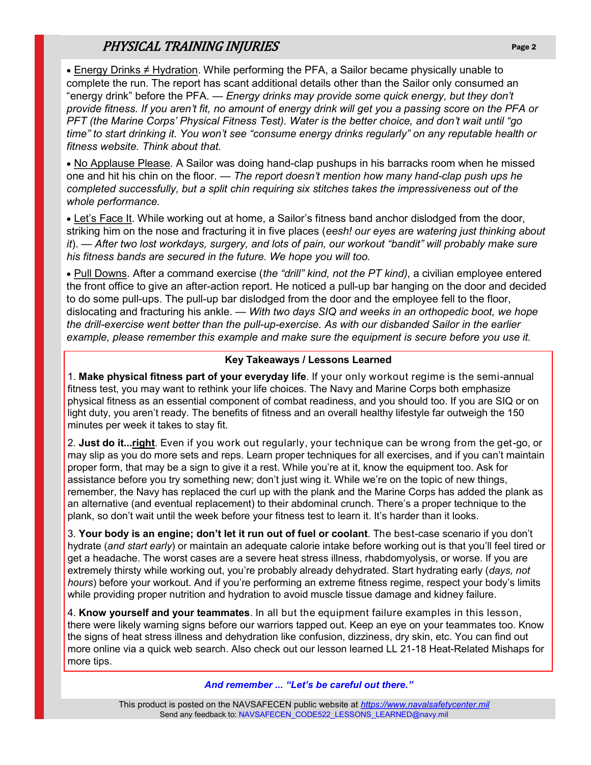- Energy Drinks ≠ Hydration. While performing the PFA, a Sailor became physically unable to complete the run. The report has scant additional details other than the Sailor only consumed an "energy drink" before the PFA. — *Energy drinks may provide some quick energy, but they don't provide fitness. If you aren't fit, no amount of energy drink will get you a passing score on the PFA or PFT (the Marine Corps' Physical Fitness Test). Water is the better choice, and don't wait until "go time" to start drinking it. You won't see "consume energy drinks regularly" on any reputable health or fitness website. Think about that.*

- No Applause Please. A Sailor was doing hand-clap pushups in his barracks room when he missed one and hit his chin on the floor. — *The report doesn't mention how many hand-clap push ups he completed successfully, but a split chin requiring six stitches takes the impressiveness out of the whole performance.*

- Let's Face It. While working out at home, a Sailor's fitness band anchor dislodged from the door, striking him on the nose and fracturing it in five places (*eesh! our eyes are watering just thinking about it*). — *After two lost workdays, surgery, and lots of pain, our workout "bandit" will probably make sure his fitness bands are secured in the future. We hope you will too.*

- Pull Downs. After a command exercise (*the "drill" kind, not the PT kind)*, a civilian employee entered the front office to give an after-action report. He noticed a pull-up bar hanging on the door and decided to do some pull-ups. The pull-up bar dislodged from the door and the employee fell to the floor, dislocating and fracturing his ankle. — *With two days SIQ and weeks in an orthopedic boot, we hope the drill-exercise went better than the pull-up-exercise. As with our disbanded Sailor in the earlier example, please remember this example and make sure the equipment is secure before you use it.*

**Key Takeaways / Lessons Learned**

1. **Make physical fitness part of your everyday life**. If your only workout regime is the semi-annual fitness test, you may want to rethink your life choices. The Navy and Marine Corps both emphasize physical fitness as an essential component of combat readiness, and you should too. If you are SIQ or on light duty, you aren't ready. The benefits of fitness and an overall healthy lifestyle far outweigh the 150 minutes per week it takes to stay fit.

2. **Just do it...right**. Even if you work out regularly, your technique can be wrong from the get-go, or may slip as you do more sets and reps. Learn proper techniques for all exercises, and if you can't maintain proper form, that may be a sign to give it a rest. While you're at it, know the equipment too. Ask for assistance before you try something new; don't just wing it. While we're on the topic of new things, remember, the Navy has replaced the curl up with the plank and the Marine Corps has added the plank as an alternative (and eventual replacement) to their abdominal crunch. There's a proper technique to the plank, so don't wait until the week before your fitness test to learn it. It's harder than it looks.

3. **Your body is an engine; don't let it run out of fuel or coolant**. The best-case scenario if you don't hydrate (*and start early*) or maintain an adequate calorie intake before working out is that you'll feel tired or get a headache. The worst cases are a severe heat stress illness, rhabdomyolysis, or worse. If you are extremely thirsty while working out, you're probably already dehydrated. Start hydrating early (*days, not hours*) before your workout. And if you're performing an extreme fitness regime, respect your body's limits while providing proper nutrition and hydration to avoid muscle tissue damage and kidney failure.

4. **Know yourself and your teammates**. In all but the equipment failure examples in this lesson, there were likely warning signs before our warriors tapped out. Keep an eye on your teammates too. Know the signs of heat stress illness and dehydration like confusion, dizziness, dry skin, etc. You can find out more online via a quick web search. Also check out our lesson learned LL 21-18 Heat-Related Mishaps for more tips.

***And remember ... "Let's be careful out there."***

This product is posted on the NAVSAFECEN public website at *https://www.navalsafetycenter.mil*
Send any feedback to: NAVSAFECEN_CODE522_LESSONS_LEARNED@navy.mil